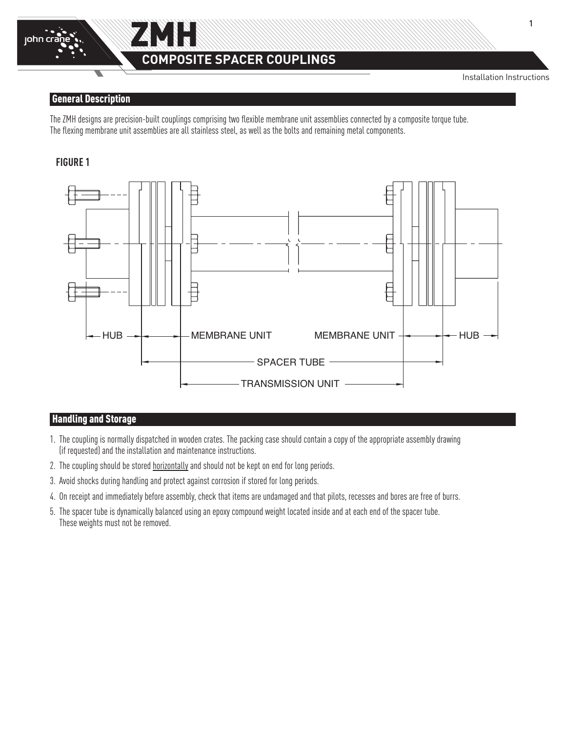# ZMH

## COMPOSITE SPACER COUPLINGS

Installation Instructions

## General Description

The ZMH designs are precision-built couplings comprising two flexible membrane unit assemblies connected by a composite torque tube. The flexing membrane unit assemblies are all stainless steel, as well as the bolts and remaining metal components.

**FIGURE 1**

HUB — MEMBRANE UNIT — MEMBRANE UNIT — HUB

SPACER TUBE

TRANSMISSION UNIT

## Handling and Storage

1. The coupling is normally dispatched in wooden crates. The packing case should contain a copy of the appropriate assembly drawing (if requested) and the installation and maintenance instructions.
2. The coupling should be stored horizontally and should not be kept on end for long periods.
3. Avoid shocks during handling and protect against corrosion if stored for long periods.
4. On receipt and immediately before assembly, check that items are undamaged and that pilots, recesses and bores are free of burrs.
5. The spacer tube is dynamically balanced using an epoxy compound weight located inside and at each end of the spacer tube. These weights must not be removed.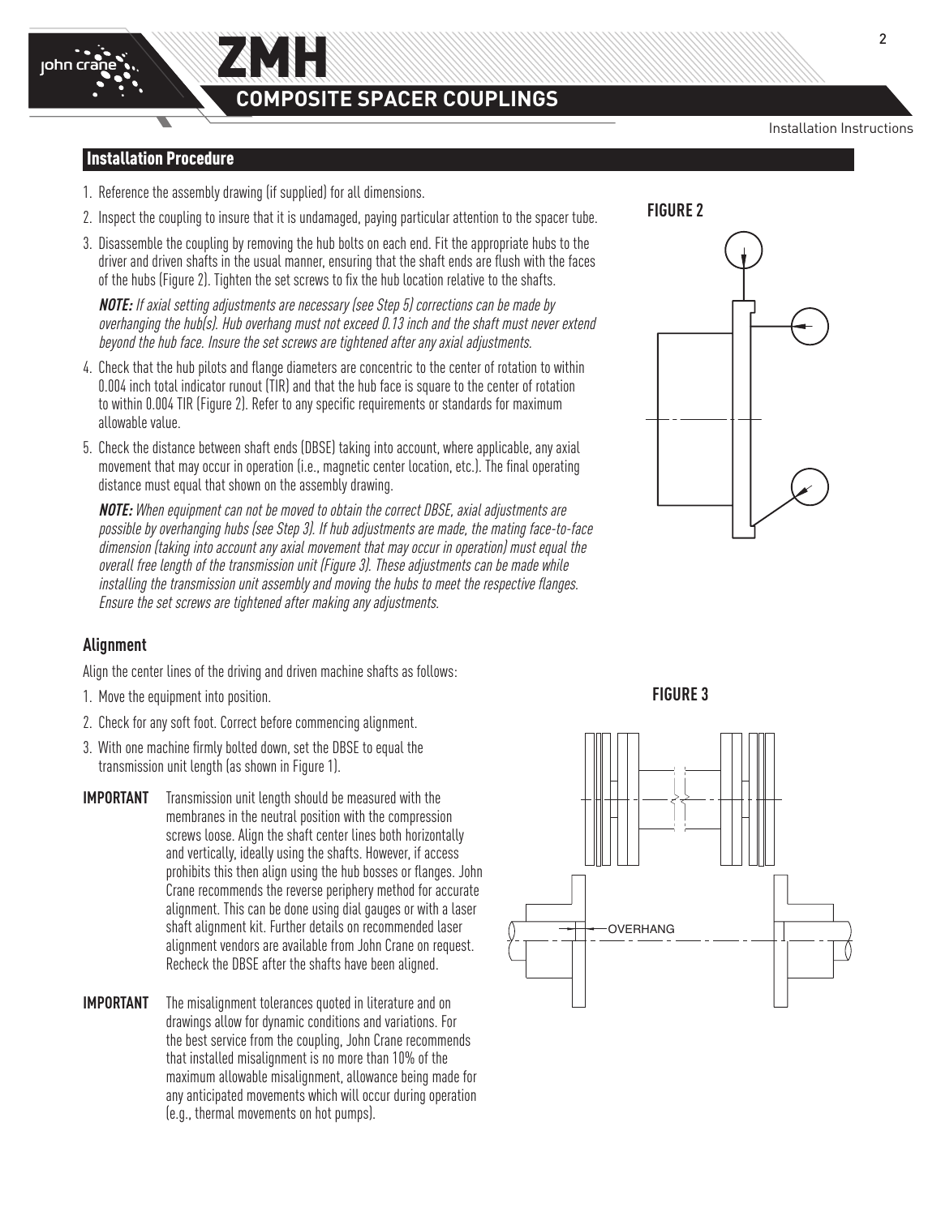## Installation Procedure

1. Reference the assembly drawing (if supplied) for all dimensions.
2. Inspect the coupling to insure that it is undamaged, paying particular attention to the spacer tube.
3. Disassemble the coupling by removing the hub bolts on each end. Fit the appropriate hubs to the driver and driven shafts in the usual manner, ensuring that the shaft ends are flush with the faces of the hubs (Figure 2). Tighten the set screws to fix the hub location relative to the shafts.

   ***NOTE:*** *If axial setting adjustments are necessary (see Step 5) corrections can be made by overhanging the hub(s). Hub overhang must not exceed 0.13 inch and the shaft must never extend beyond the hub face. Insure the set screws are tightened after any axial adjustments.*

4. Check that the hub pilots and flange diameters are concentric to the center of rotation to within 0.004 inch total indicator runout (TIR) and that the hub face is square to the center of rotation to within 0.004 TIR (Figure 2). Refer to any specific requirements or standards for maximum allowable value.
5. Check the distance between shaft ends (DBSE) taking into account, where applicable, any axial movement that may occur in operation (i.e., magnetic center location, etc.). The final operating distance must equal that shown on the assembly drawing.

   ***NOTE:*** *When equipment can not be moved to obtain the correct DBSE, axial adjustments are possible by overhanging hubs (see Step 3). If hub adjustments are made, the mating face-to-face dimension (taking into account any axial movement that may occur in operation) must equal the overall free length of the transmission unit (Figure 3). These adjustments can be made while installing the transmission unit assembly and moving the hubs to meet the respective flanges. Ensure the set screws are tightened after making any adjustments.*

**FIGURE 2**

### Alignment

Align the center lines of the driving and driven machine shafts as follows:

1. Move the equipment into position.
2. Check for any soft foot. Correct before commencing alignment.
3. With one machine firmly bolted down, set the DBSE to equal the transmission unit length (as shown in Figure 1).

**IMPORTANT** Transmission unit length should be measured with the membranes in the neutral position with the compression screws loose. Align the shaft center lines both horizontally and vertically, ideally using the shafts. However, if access prohibits this then align using the hub bosses or flanges. John Crane recommends the reverse periphery method for accurate alignment. This can be done using dial gauges or with a laser shaft alignment kit. Further details on recommended laser alignment vendors are available from John Crane on request. Recheck the DBSE after the shafts have been aligned.

**IMPORTANT** The misalignment tolerances quoted in literature and on drawings allow for dynamic conditions and variations. For the best service from the coupling, John Crane recommends that installed misalignment is no more than 10% of the maximum allowable misalignment, allowance being made for any anticipated movements which will occur during operation (e.g., thermal movements on hot pumps).

**FIGURE 3**

OVERHANG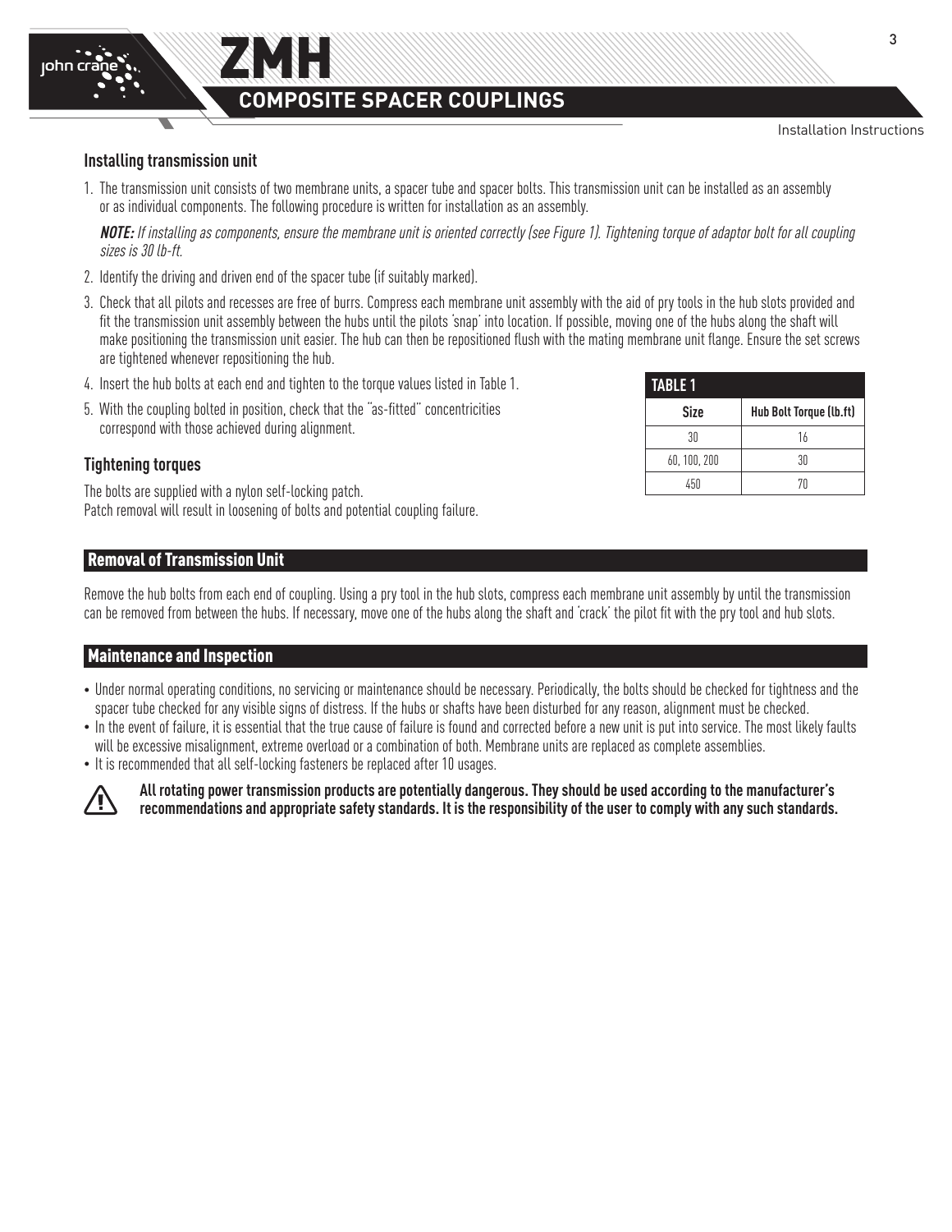## Installing transmission unit

1. The transmission unit consists of two membrane units, a spacer tube and spacer bolts. This transmission unit can be installed as an assembly or as individual components. The following procedure is written for installation as an assembly.

   ***NOTE:*** *If installing as components, ensure the membrane unit is oriented correctly (see Figure 1). Tightening torque of adaptor bolt for all coupling sizes is 30 lb-ft.*

2. Identify the driving and driven end of the spacer tube (if suitably marked).
3. Check that all pilots and recesses are free of burrs. Compress each membrane unit assembly with the aid of pry tools in the hub slots provided and fit the transmission unit assembly between the hubs until the pilots 'snap' into location. If possible, moving one of the hubs along the shaft will make positioning the transmission unit easier. The hub can then be repositioned flush with the mating membrane unit flange. Ensure the set screws are tightened whenever repositioning the hub.
4. Insert the hub bolts at each end and tighten to the torque values listed in Table 1.
5. With the coupling bolted in position, check that the "as-fitted" concentricities correspond with those achieved during alignment.

**TABLE 1**

| Size | Hub Bolt Torque (lb.ft) |
|---|---|
| 30 | 16 |
| 60, 100, 200 | 30 |
| 450 | 70 |

## Tightening torques

The bolts are supplied with a nylon self-locking patch.
Patch removal will result in loosening of bolts and potential coupling failure.

## Removal of Transmission Unit

Remove the hub bolts from each end of coupling. Using a pry tool in the hub slots, compress each membrane unit assembly by until the transmission can be removed from between the hubs. If necessary, move one of the hubs along the shaft and 'crack' the pilot fit with the pry tool and hub slots.

## Maintenance and Inspection

- Under normal operating conditions, no servicing or maintenance should be necessary. Periodically, the bolts should be checked for tightness and the spacer tube checked for any visible signs of distress. If the hubs or shafts have been disturbed for any reason, alignment must be checked.
- In the event of failure, it is essential that the true cause of failure is found and corrected before a new unit is put into service. The most likely faults will be excessive misalignment, extreme overload or a combination of both. Membrane units are replaced as complete assemblies.
- It is recommended that all self-locking fasteners be replaced after 10 usages.

**All rotating power transmission products are potentially dangerous. They should be used according to the manufacturer's recommendations and appropriate safety standards. It is the responsibility of the user to comply with any such standards.**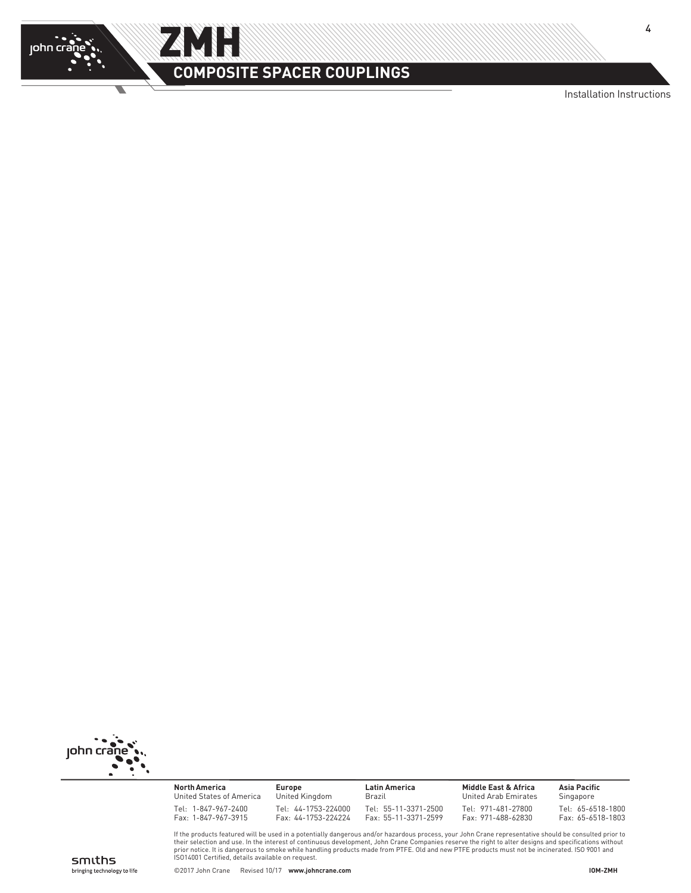| North America | Europe | Latin America | Middle East & Africa | Asia Pacific |
| --- | --- | --- | --- | --- |
| United States of America | United Kingdom | Brazil | United Arab Emirates | Singapore |
| Tel: 1-847-967-2400 | Tel: 44-1753-224000 | Tel: 55-11-3371-2500 | Tel: 971-481-27800 | Tel: 65-6518-1800 |
| Fax: 1-847-967-3915 | Fax: 44-1753-224224 | Fax: 55-11-3371-2599 | Fax: 971-488-62830 | Fax: 65-6518-1803 |

If the products featured will be used in a potentially dangerous and/or hazardous process, your John Crane representative should be consulted prior to their selection and use. In the interest of continuous development, John Crane Companies reserve the right to alter designs and specifications without prior notice. It is dangerous to smoke while handling products made from PTFE. Old and new PTFE products must not be incinerated. ISO 9001 and ISO14001 Certified, details available on request.

smiths
bringing technology to life

©2017 John Crane Revised 10/17 **www.johncrane.com** **IOM-ZMH**